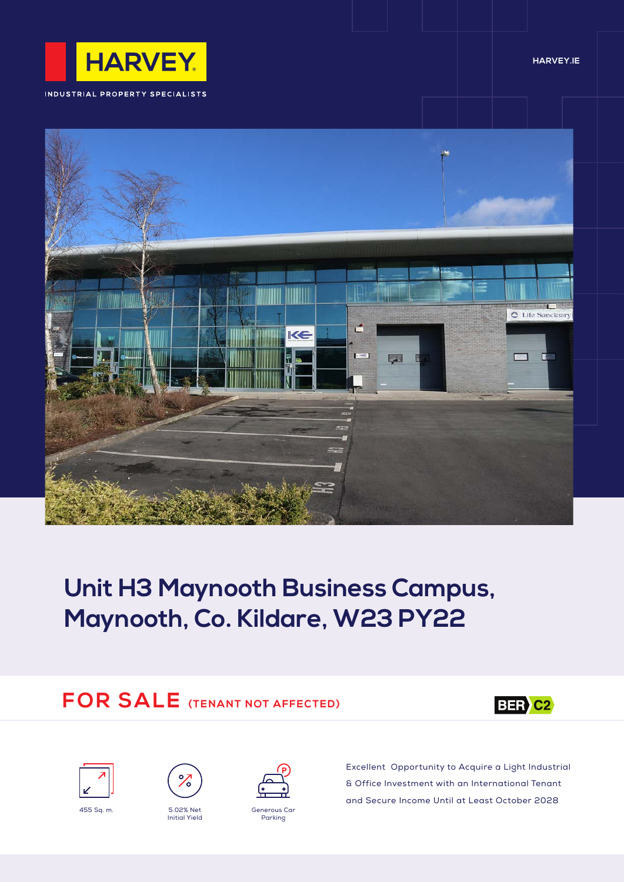HARVEY

INDUSTRIAL PROPERTY SPECIALISTS

HARVEY.IE

# Unit H3 Maynooth Business Campus, Maynooth, Co. Kildare, W23 PY22

## FOR SALE (TENANT NOT AFFECTED)

BER C2

455 Sq. m.

5.02% Net Initial Yield

Generous Car Parking

Excellent Opportunity to Acquire a Light Industrial & Office Investment with an International Tenant and Secure Income Until at Least October 2028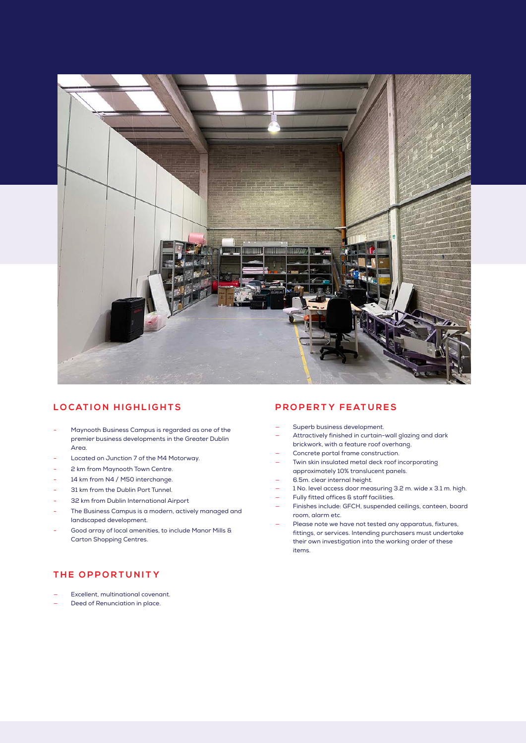## LOCATION HIGHLIGHTS

- Maynooth Business Campus is regarded as one of the premier business developments in the Greater Dublin Area.
- Located on Junction 7 of the M4 Motorway.
- 2 km from Maynooth Town Centre.
- 14 km from N4 / M50 interchange.
- 31 km from the Dublin Port Tunnel.
- 32 km from Dublin International Airport
- The Business Campus is a modern, actively managed and landscaped development.
- Good array of local amenities, to include Manor Mills & Carton Shopping Centres.

## THE OPPORTUNITY

- Excellent, multinational covenant.
- Deed of Renunciation in place.

## PROPERTY FEATURES

- Superb business development.
- Attractively finished in curtain-wall glazing and dark brickwork, with a feature roof overhang.
- Concrete portal frame construction.
- Twin skin insulated metal deck roof incorporating approximately 10% translucent panels.
- 6.5m. clear internal height.
- 1 No. level access door measuring 3.2 m. wide x 3.1 m. high.
- Fully fitted offices & staff facilities.
- Finishes include: GFCH, suspended ceilings, canteen, board room, alarm etc.
- Please note we have not tested any apparatus, fixtures, fittings, or services. Intending purchasers must undertake their own investigation into the working order of these items.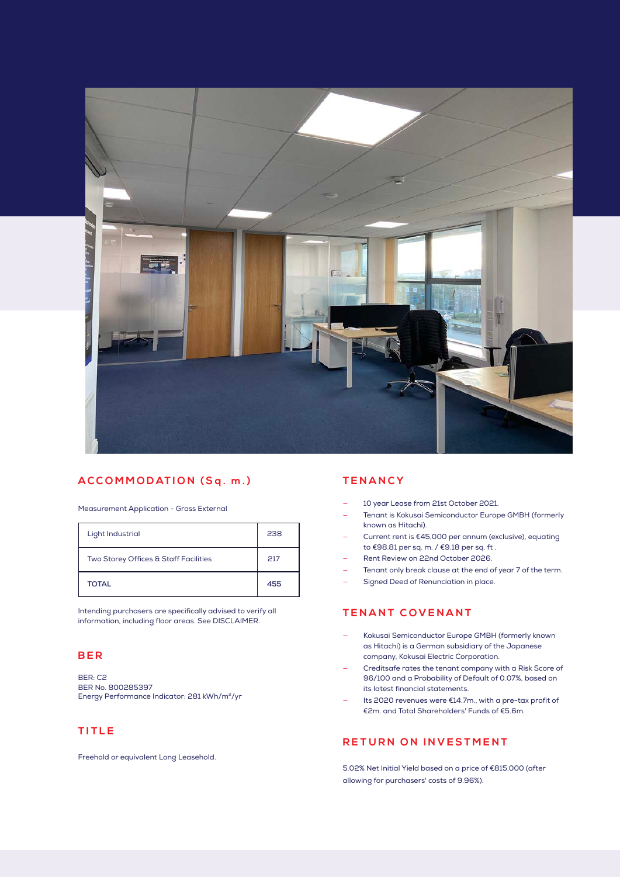## ACCOMMODATION (Sq. m.)

Measurement Application - Gross External

| Light Industrial | 238 |
|---|---|
| Two Storey Offices & Staff Facilities | 217 |
| **TOTAL** | **455** |

Intending purchasers are specifically advised to verify all information, including floor areas. See DISCLAIMER.

## BER

BER: C2
BER No. 800285397
Energy Performance Indicator: 281 kWh/m$^2$/yr

## TITLE

Freehold or equivalent Long Leasehold.

## TENANCY

- 10 year Lease from 21st October 2021.
- Tenant is Kokusai Semiconductor Europe GMBH (formerly known as Hitachi).
- Current rent is €45,000 per annum (exclusive), equating to €98.81 per sq. m. / €9.18 per sq. ft .
- Rent Review on 22nd October 2026.
- Tenant only break clause at the end of year 7 of the term.
- Signed Deed of Renunciation in place.

## TENANT COVENANT

- Kokusai Semiconductor Europe GMBH (formerly known as Hitachi) is a German subsidiary of the Japanese company, Kokusai Electric Corporation.
- Creditsafe rates the tenant company with a Risk Score of 96/100 and a Probability of Default of 0.07%, based on its latest financial statements.
- Its 2020 revenues were €14.7m., with a pre-tax profit of €2m. and Total Shareholders' Funds of €5.6m.

## RETURN ON INVESTMENT

5.02% Net Initial Yield based on a price of €815,000 (after allowing for purchasers' costs of 9.96%).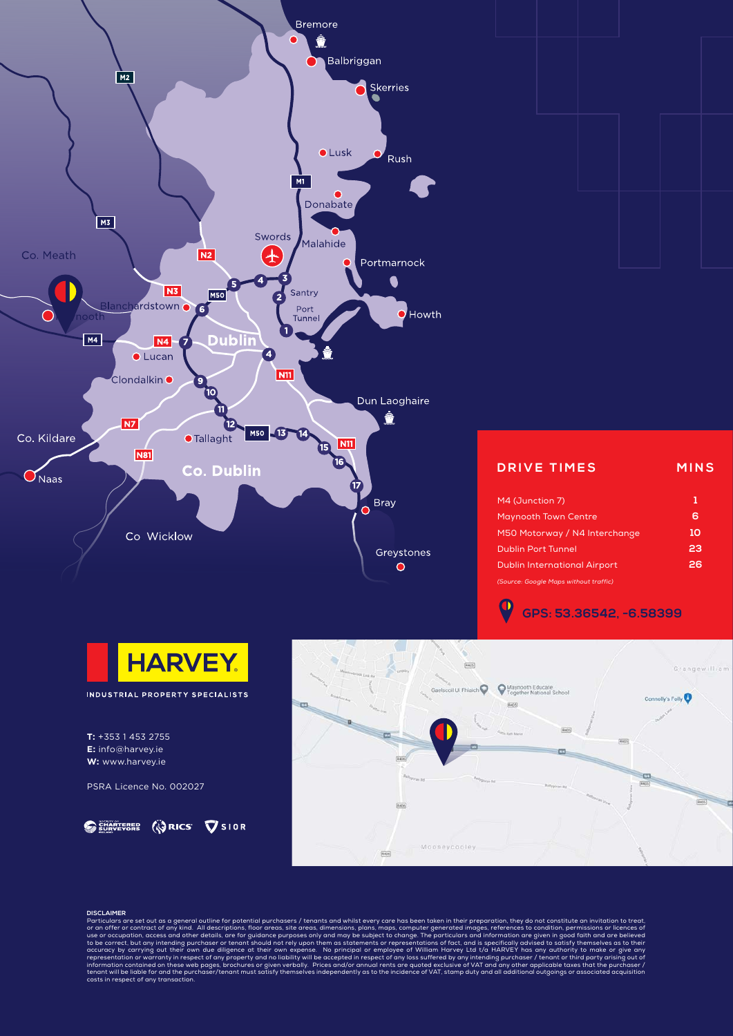## DRIVE TIMES

| DRIVE TIMES | MINS |
|---|---|
| M4 (Junction 7) | 1 |
| Maynooth Town Centre | 6 |
| M50 Motorway / N4 Interchange | 10 |
| Dublin Port Tunnel | 23 |
| Dublin International Airport | 26 |

*(Source: Google Maps without traffic)*

**GPS: 53.36542, -6.58399**

**HARVEY**

INDUSTRIAL PROPERTY SPECIALISTS

**T:** +353 1 453 2755
**E:** info@harvey.ie
**W:** www.harvey.ie

PSRA Licence No. 002027

**DISCLAIMER**
Particulars are set out as a general outline for potential purchasers / tenants and whilst every care has been taken in their preparation, they do not constitute an invitation to treat, or an offer or contract of any kind. All descriptions, floor areas, site areas, dimensions, plans, maps, computer generated images, references to condition, permissions or licences of use or occupation, access and other details, are for guidance purposes only and may be subject to change. The particulars and information are given in good faith and are believed to be correct, but any intending purchaser or tenant should not rely upon them as statements or representations of fact, and is specifically advised to satisfy themselves as to their accuracy by carrying out their own due diligence at their own expense. No principal or employee of William Harvey Ltd t/a HARVEY has any authority to make or give any representation or warranty in respect of any property and no liability will be accepted in respect of any loss suffered by any intending purchaser / tenant or third party arising out of information contained on these web pages, brochures or given verbally. Prices and/or annual rents are quoted exclusive of VAT and any other applicable taxes that the purchaser / tenant will be liable for and the purchaser/tenant must satisfy themselves independently as to the incidence of VAT, stamp duty and all additional outgoings or associated acquisition costs in respect of any transaction.